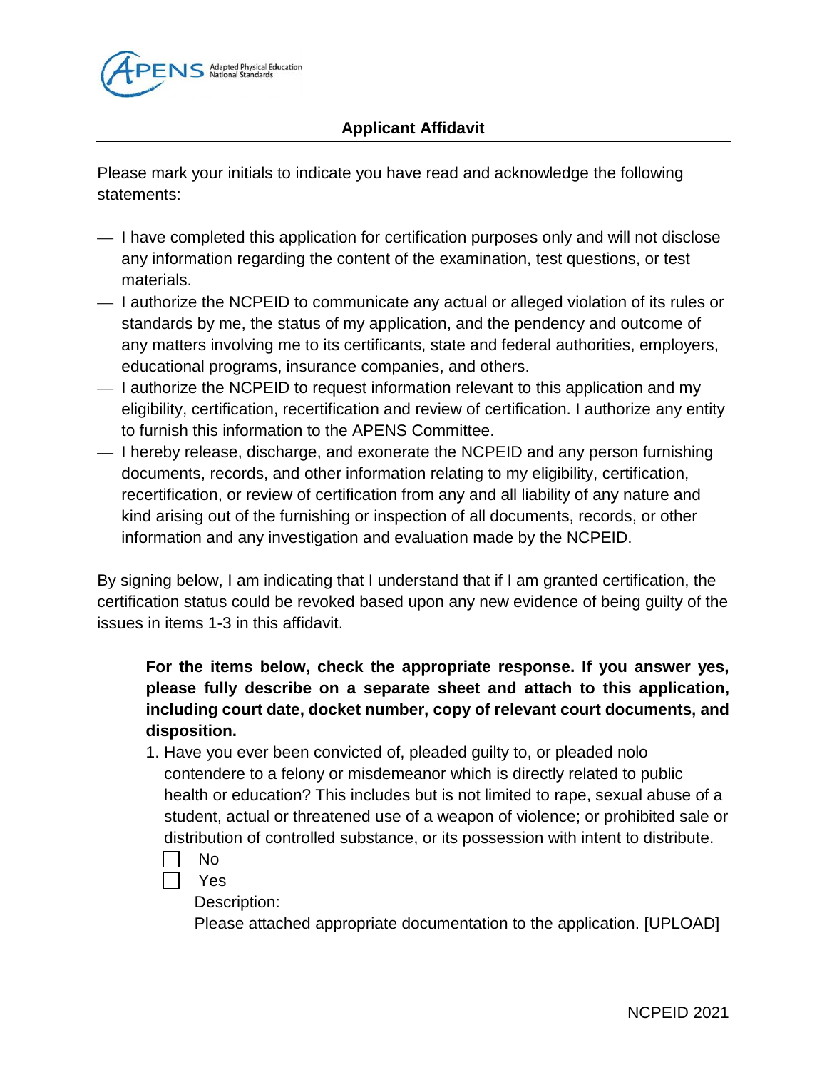APENS Adapted Physical Education National Standards

## Applicant Affidavit

Please mark your initials to indicate you have read and acknowledge the following statements:

— I have completed this application for certification purposes only and will not disclose any information regarding the content of the examination, test questions, or test materials.

— I authorize the NCPEID to communicate any actual or alleged violation of its rules or standards by me, the status of my application, and the pendency and outcome of any matters involving me to its certificants, state and federal authorities, employers, educational programs, insurance companies, and others.

— I authorize the NCPEID to request information relevant to this application and my eligibility, certification, recertification and review of certification. I authorize any entity to furnish this information to the APENS Committee.

— I hereby release, discharge, and exonerate the NCPEID and any person furnishing documents, records, and other information relating to my eligibility, certification, recertification, or review of certification from any and all liability of any nature and kind arising out of the furnishing or inspection of all documents, records, or other information and any investigation and evaluation made by the NCPEID.

By signing below, I am indicating that I understand that if I am granted certification, the certification status could be revoked based upon any new evidence of being guilty of the issues in items 1-3 in this affidavit.

**For the items below, check the appropriate response. If you answer yes, please fully describe on a separate sheet and attach to this application, including court date, docket number, copy of relevant court documents, and disposition.**

1. Have you ever been convicted of, pleaded guilty to, or pleaded nolo contendere to a felony or misdemeanor which is directly related to public health or education? This includes but is not limited to rape, sexual abuse of a student, actual or threatened use of a weapon of violence; or prohibited sale or distribution of controlled substance, or its possession with intent to distribute.

   ☐ No

   ☐ Yes

   Description:

   Please attached appropriate documentation to the application. [UPLOAD]

NCPEID 2021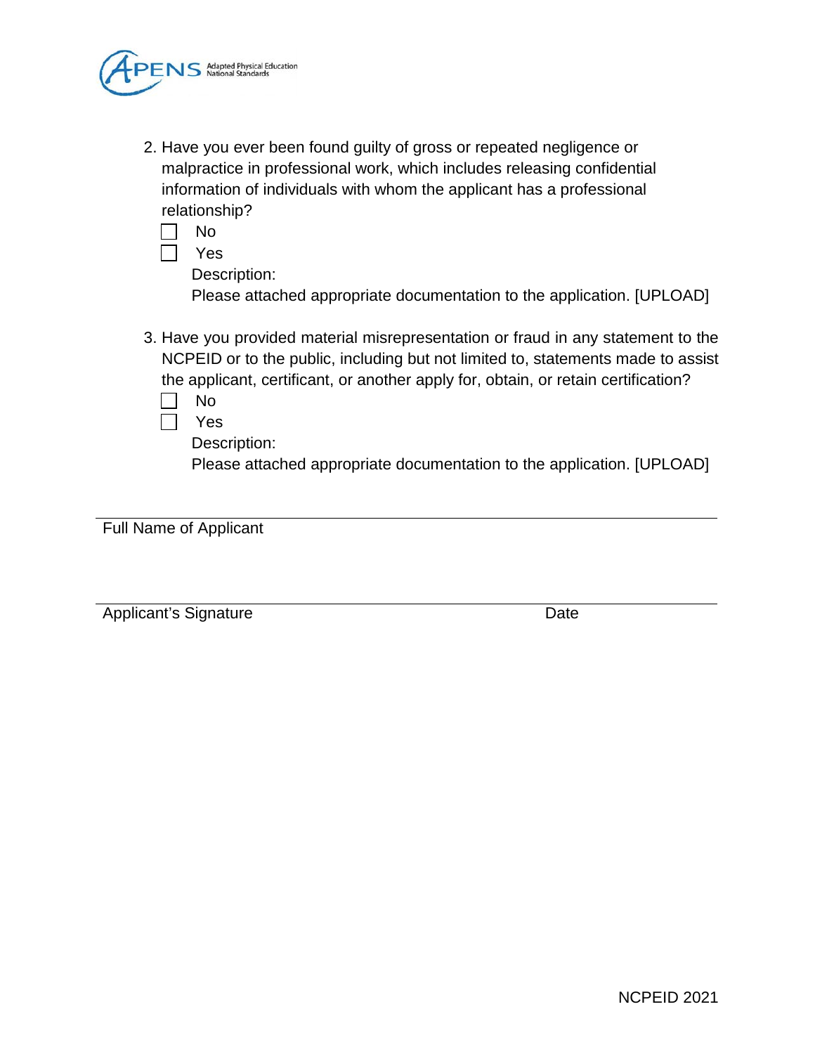2. Have you ever been found guilty of gross or repeated negligence or malpractice in professional work, which includes releasing confidential information of individuals with whom the applicant has a professional relationship?

   - [ ] No
   - [ ] Yes

     Description:

     Please attached appropriate documentation to the application. [UPLOAD]

3. Have you provided material misrepresentation or fraud in any statement to the NCPEID or to the public, including but not limited to, statements made to assist the applicant, certificant, or another apply for, obtain, or retain certification?

   - [ ] No
   - [ ] Yes

     Description:

     Please attached appropriate documentation to the application. [UPLOAD]

_______________________________________________

Full Name of Applicant

_______________________________________________

Applicant's Signature                                        Date